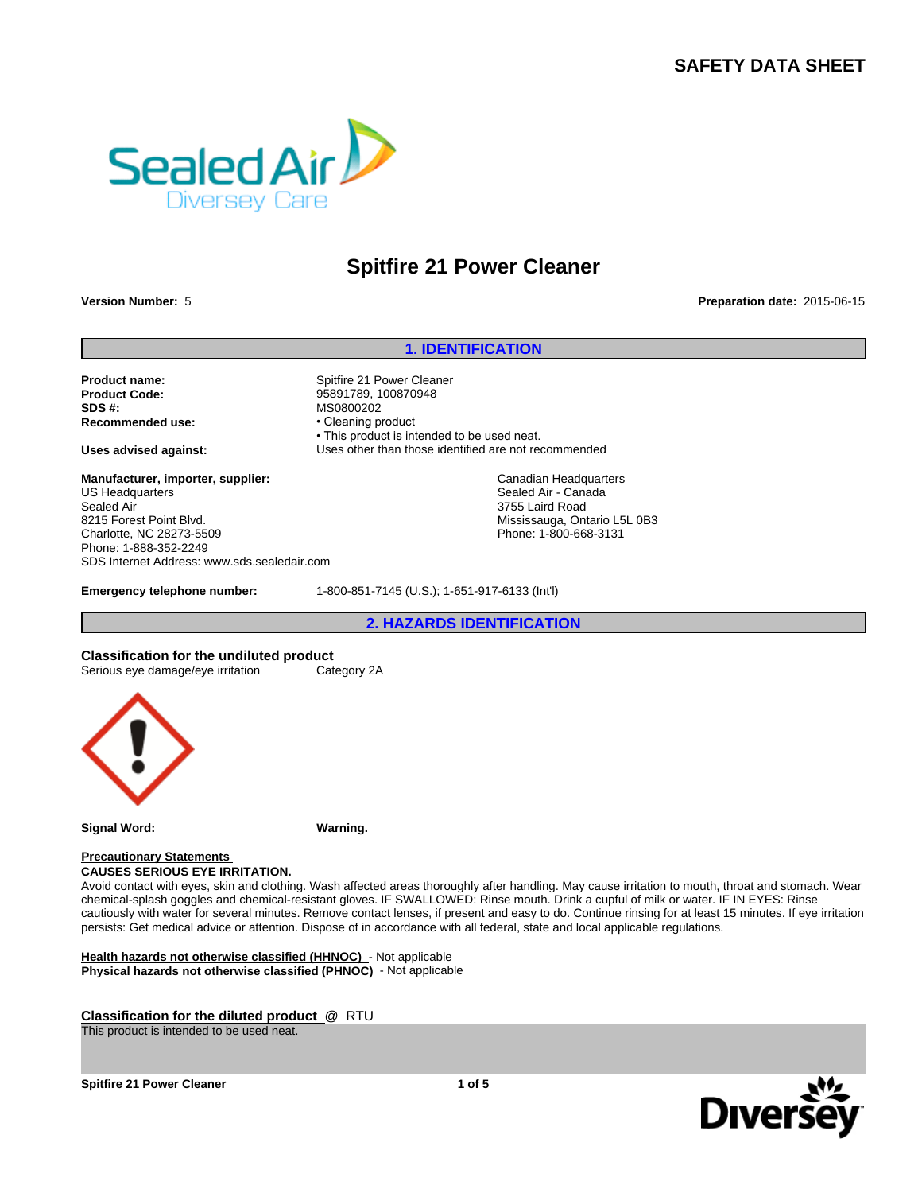# SAFETY DATA SHEET

# Spitfire 21 Power Cleaner

**Version Number:** 5

**Preparation date:** 2015-06-15

## 1. IDENTIFICATION

**Product name:** Spitfire 21 Power Cleaner
**Product Code:** 95891789, 100870948
**SDS #:** MS0800202
**Recommended use:**
• Cleaning product
• This product is intended to be used neat.

**Uses advised against:** Uses other than those identified are not recommended

**Manufacturer, importer, supplier:**
US Headquarters
Sealed Air
8215 Forest Point Blvd.
Charlotte, NC 28273-5509
Phone: 1-888-352-2249
SDS Internet Address: www.sds.sealedair.com

Canadian Headquarters
Sealed Air - Canada
3755 Laird Road
Mississauga, Ontario L5L 0B3
Phone: 1-800-668-3131

**Emergency telephone number:** 1-800-851-7145 (U.S.); 1-651-917-6133 (Int'l)

## 2. HAZARDS IDENTIFICATION

**Classification for the undiluted product**

Serious eye damage/eye irritation    Category 2A

**Signal Word:** **Warning.**

**Precautionary Statements**

**CAUSES SERIOUS EYE IRRITATION.**

Avoid contact with eyes, skin and clothing. Wash affected areas thoroughly after handling. May cause irritation to mouth, throat and stomach. Wear chemical-splash goggles and chemical-resistant gloves. IF SWALLOWED: Rinse mouth. Drink a cupful of milk or water. IF IN EYES: Rinse cautiously with water for several minutes. Remove contact lenses, if present and easy to do. Continue rinsing for at least 15 minutes. If eye irritation persists: Get medical advice or attention. Dispose of in accordance with all federal, state and local applicable regulations.

**Health hazards not otherwise classified (HHNOC)** - Not applicable
**Physical hazards not otherwise classified (PHNOC)** - Not applicable

**Classification for the diluted product** @ RTU

This product is intended to be used neat.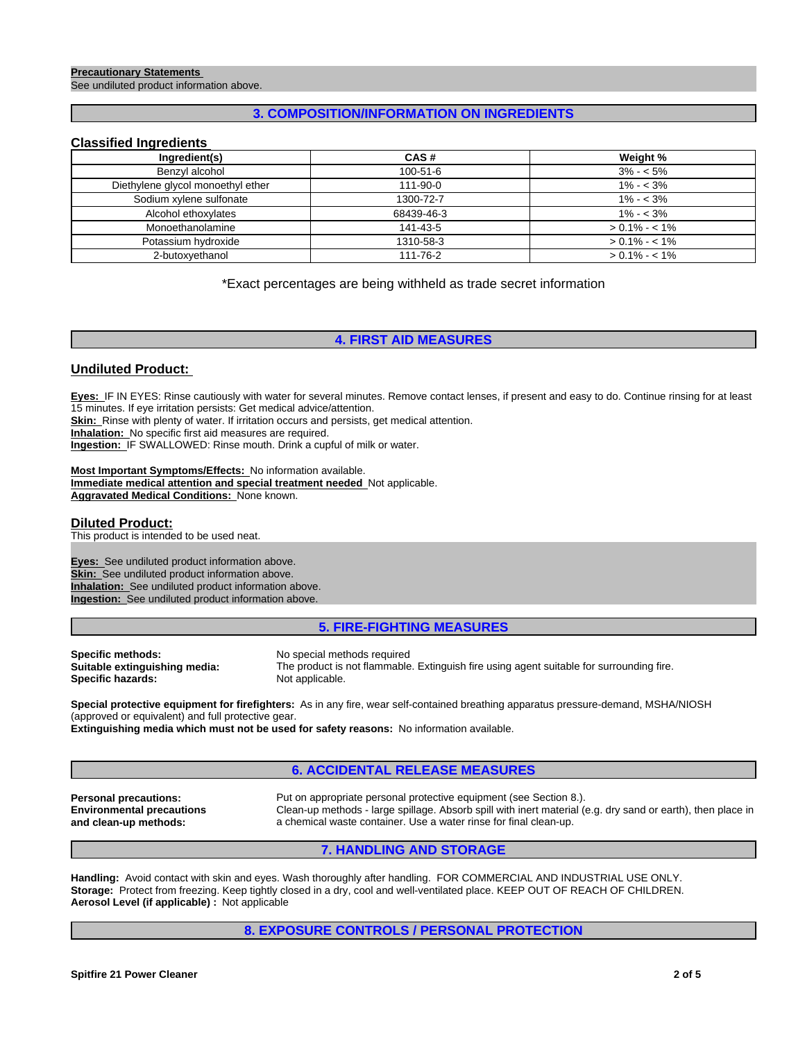**Precautionary Statements**
See undiluted product information above.

## 3. COMPOSITION/INFORMATION ON INGREDIENTS

### Classified Ingredients

| Ingredient(s) | CAS # | Weight % |
|---|---|---|
| Benzyl alcohol | 100-51-6 | 3% - < 5% |
| Diethylene glycol monoethyl ether | 111-90-0 | 1% - < 3% |
| Sodium xylene sulfonate | 1300-72-7 | 1% - < 3% |
| Alcohol ethoxylates | 68439-46-3 | 1% - < 3% |
| Monoethanolamine | 141-43-5 | > 0.1% - < 1% |
| Potassium hydroxide | 1310-58-3 | > 0.1% - < 1% |
| 2-butoxyethanol | 111-76-2 | > 0.1% - < 1% |

*Exact percentages are being withheld as trade secret information

## 4. FIRST AID MEASURES

### Undiluted Product:

**Eyes:** IF IN EYES: Rinse cautiously with water for several minutes. Remove contact lenses, if present and easy to do. Continue rinsing for at least 15 minutes. If eye irritation persists: Get medical advice/attention.
**Skin:** Rinse with plenty of water. If irritation occurs and persists, get medical attention.
**Inhalation:** No specific first aid measures are required.
**Ingestion:** IF SWALLOWED: Rinse mouth. Drink a cupful of milk or water.

**Most Important Symptoms/Effects:** No information available.
**Immediate medical attention and special treatment needed** Not applicable.
**Aggravated Medical Conditions:** None known.

### Diluted Product:

This product is intended to be used neat.

**Eyes:** See undiluted product information above.
**Skin:** See undiluted product information above.
**Inhalation:** See undiluted product information above.
**Ingestion:** See undiluted product information above.

## 5. FIRE-FIGHTING MEASURES

**Specific methods:** No special methods required
**Suitable extinguishing media:** The product is not flammable. Extinguish fire using agent suitable for surrounding fire.
**Specific hazards:** Not applicable.

**Special protective equipment for firefighters:** As in any fire, wear self-contained breathing apparatus pressure-demand, MSHA/NIOSH (approved or equivalent) and full protective gear.
**Extinguishing media which must not be used for safety reasons:** No information available.

## 6. ACCIDENTAL RELEASE MEASURES

**Personal precautions:** Put on appropriate personal protective equipment (see Section 8.).
**Environmental precautions and clean-up methods:** Clean-up methods - large spillage. Absorb spill with inert material (e.g. dry sand or earth), then place in a chemical waste container. Use a water rinse for final clean-up.

## 7. HANDLING AND STORAGE

**Handling:** Avoid contact with skin and eyes. Wash thoroughly after handling. FOR COMMERCIAL AND INDUSTRIAL USE ONLY.
**Storage:** Protect from freezing. Keep tightly closed in a dry, cool and well-ventilated place. KEEP OUT OF REACH OF CHILDREN.
**Aerosol Level (if applicable) :** Not applicable

## 8. EXPOSURE CONTROLS / PERSONAL PROTECTION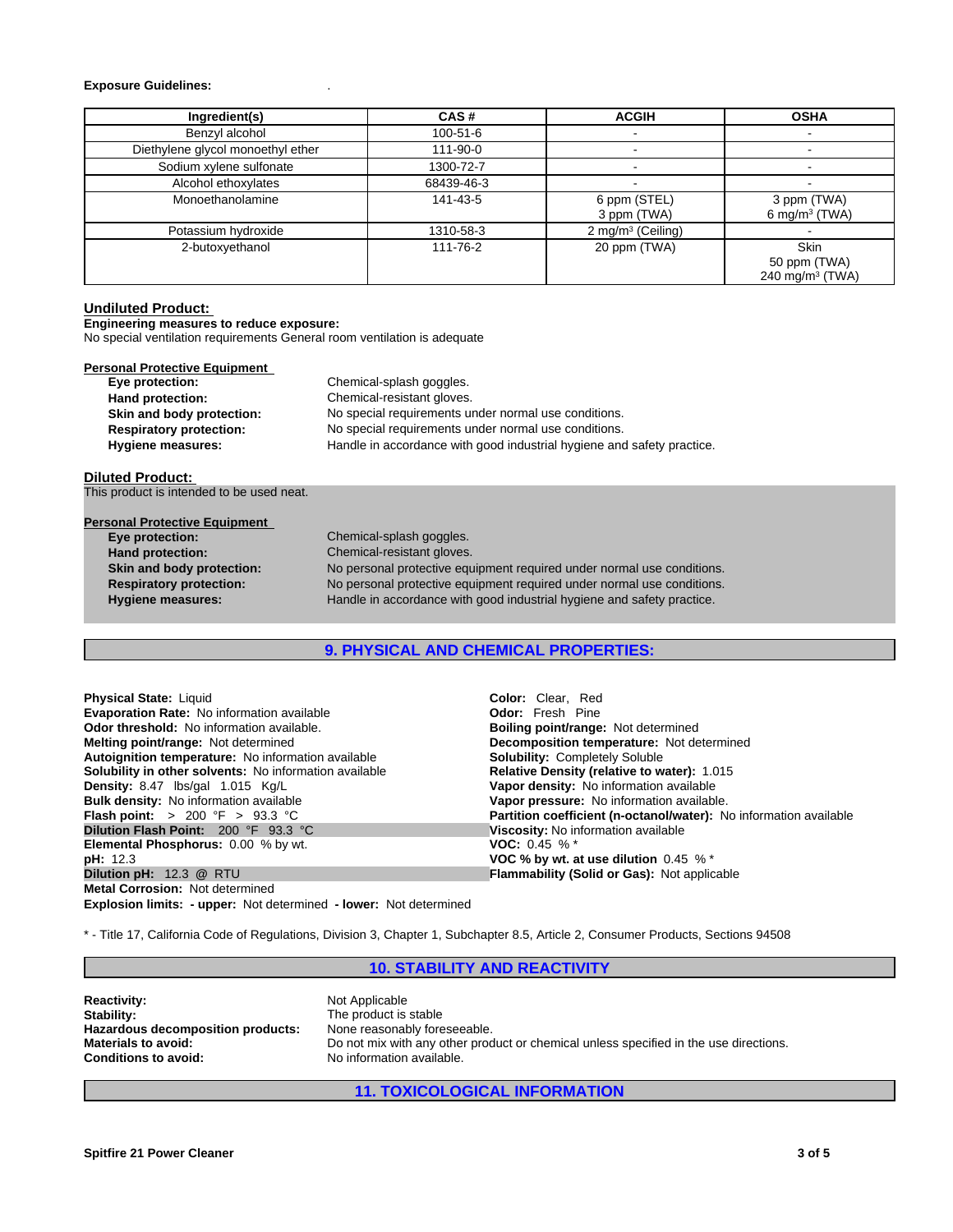**Exposure Guidelines:** .

| Ingredient(s) | CAS # | ACGIH | OSHA |
|---|---|---|---|
| Benzyl alcohol | 100-51-6 | - | - |
| Diethylene glycol monoethyl ether | 111-90-0 | - | - |
| Sodium xylene sulfonate | 1300-72-7 | - | - |
| Alcohol ethoxylates | 68439-46-3 | - | - |
| Monoethanolamine | 141-43-5 | 6 ppm (STEL)<br>3 ppm (TWA) | 3 ppm (TWA)<br>6 mg/m³ (TWA) |
| Potassium hydroxide | 1310-58-3 | 2 mg/m³ (Ceiling) | - |
| 2-butoxyethanol | 111-76-2 | 20 ppm (TWA) | Skin<br>50 ppm (TWA)<br>240 mg/m³ (TWA) |

### Undiluted Product:

**Engineering measures to reduce exposure:**
No special ventilation requirements General room ventilation is adequate

**Personal Protective Equipment**

- **Eye protection:** Chemical-splash goggles.
- **Hand protection:** Chemical-resistant gloves.
- **Skin and body protection:** No special requirements under normal use conditions.
- **Respiratory protection:** No special requirements under normal use conditions.
- **Hygiene measures:** Handle in accordance with good industrial hygiene and safety practice.

### Diluted Product:

This product is intended to be used neat.

**Personal Protective Equipment**

- **Eye protection:** Chemical-splash goggles.
- **Hand protection:** Chemical-resistant gloves.
- **Skin and body protection:** No personal protective equipment required under normal use conditions.
- **Respiratory protection:** No personal protective equipment required under normal use conditions.
- **Hygiene measures:** Handle in accordance with good industrial hygiene and safety practice.

## 9. PHYSICAL AND CHEMICAL PROPERTIES:

**Physical State:** Liquid
**Evaporation Rate:** No information available
**Odor threshold:** No information available.
**Melting point/range:** Not determined
**Autoignition temperature:** No information available
**Solubility in other solvents:** No information available
**Density:** 8.47 lbs/gal 1.015 Kg/L
**Bulk density:** No information available
**Flash point:** > 200 °F > 93.3 °C
**Dilution Flash Point:** 200 °F 93.3 °C
**Elemental Phosphorus:** 0.00 % by wt.
**pH:** 12.3
**Dilution pH:** 12.3 @ RTU
**Metal Corrosion:** Not determined
**Explosion limits: - upper:** Not determined **- lower:** Not determined

**Color:** Clear, Red
**Odor:** Fresh Pine
**Boiling point/range:** Not determined
**Decomposition temperature:** Not determined
**Solubility:** Completely Soluble
**Relative Density (relative to water):** 1.015
**Vapor density:** No information available
**Vapor pressure:** No information available.
**Partition coefficient (n-octanol/water):** No information available
**Viscosity:** No information available
**VOC:** 0.45 % *
**VOC % by wt. at use dilution** 0.45 % *
**Flammability (Solid or Gas):** Not applicable

* - Title 17, California Code of Regulations, Division 3, Chapter 1, Subchapter 8.5, Article 2, Consumer Products, Sections 94508

## 10. STABILITY AND REACTIVITY

- **Reactivity:** Not Applicable
- **Stability:** The product is stable
- **Hazardous decomposition products:** None reasonably foreseeable.
- **Materials to avoid:** Do not mix with any other product or chemical unless specified in the use directions.
- **Conditions to avoid:** No information available.

## 11. TOXICOLOGICAL INFORMATION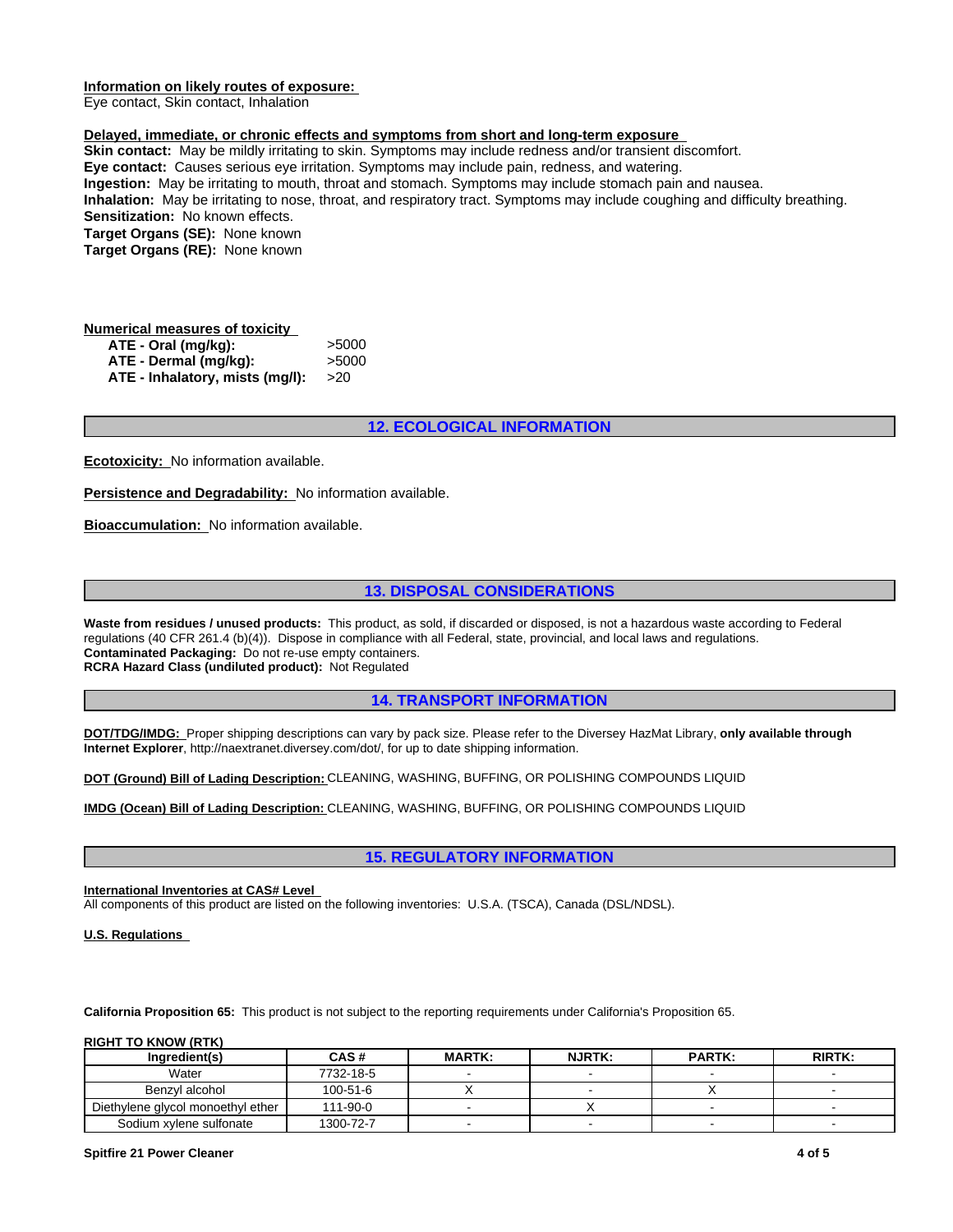**Information on likely routes of exposure:**
Eye contact, Skin contact, Inhalation

**Delayed, immediate, or chronic effects and symptoms from short and long-term exposure**
**Skin contact:** May be mildly irritating to skin. Symptoms may include redness and/or transient discomfort.
**Eye contact:** Causes serious eye irritation. Symptoms may include pain, redness, and watering.
**Ingestion:** May be irritating to mouth, throat and stomach. Symptoms may include stomach pain and nausea.
**Inhalation:** May be irritating to nose, throat, and respiratory tract. Symptoms may include coughing and difficulty breathing.
**Sensitization:** No known effects.
**Target Organs (SE):** None known
**Target Organs (RE):** None known

**Numerical measures of toxicity**

| | |
|---|---|
| **ATE - Oral (mg/kg):** | >5000 |
| **ATE - Dermal (mg/kg):** | >5000 |
| **ATE - Inhalatory, mists (mg/l):** | >20 |

## 12. ECOLOGICAL INFORMATION

**Ecotoxicity:** No information available.

**Persistence and Degradability:** No information available.

**Bioaccumulation:** No information available.

## 13. DISPOSAL CONSIDERATIONS

**Waste from residues / unused products:** This product, as sold, if discarded or disposed, is not a hazardous waste according to Federal regulations (40 CFR 261.4 (b)(4)). Dispose in compliance with all Federal, state, provincial, and local laws and regulations.
**Contaminated Packaging:** Do not re-use empty containers.
**RCRA Hazard Class (undiluted product):** Not Regulated

## 14. TRANSPORT INFORMATION

**DOT/TDG/IMDG:** Proper shipping descriptions can vary by pack size. Please refer to the Diversey HazMat Library, **only available through Internet Explorer**, http://naextranet.diversey.com/dot/, for up to date shipping information.

**DOT (Ground) Bill of Lading Description:** CLEANING, WASHING, BUFFING, OR POLISHING COMPOUNDS LIQUID

**IMDG (Ocean) Bill of Lading Description:** CLEANING, WASHING, BUFFING, OR POLISHING COMPOUNDS LIQUID

## 15. REGULATORY INFORMATION

**International Inventories at CAS# Level**
All components of this product are listed on the following inventories: U.S.A. (TSCA), Canada (DSL/NDSL).

**U.S. Regulations**

**California Proposition 65:** This product is not subject to the reporting requirements under California's Proposition 65.

**RIGHT TO KNOW (RTK)**

| Ingredient(s) | CAS # | MARTK: | NJRTK: | PARTK: | RIRTK: |
|---|---|---|---|---|---|
| Water | 7732-18-5 | - | - | - | - |
| Benzyl alcohol | 100-51-6 | X | - | X | - |
| Diethylene glycol monoethyl ether | 111-90-0 | - | X | - | - |
| Sodium xylene sulfonate | 1300-72-7 | - | - | - | - |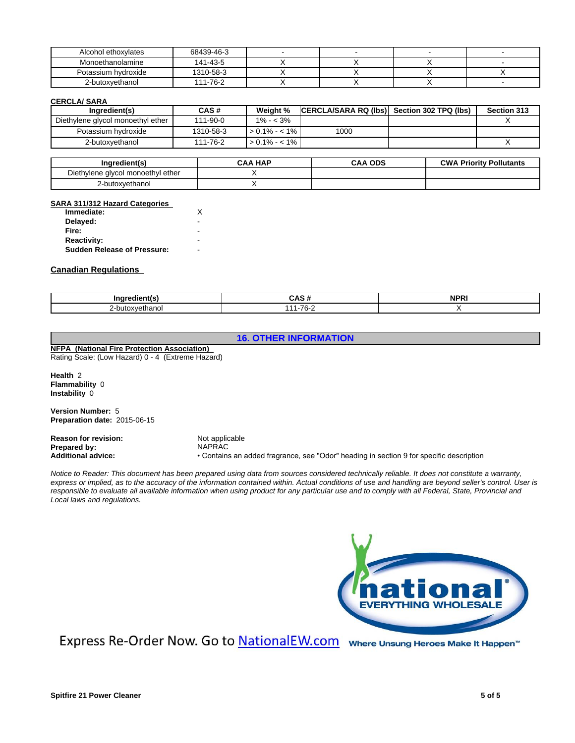| | | | | | |
|---|---|---|---|---|---|
| Alcohol ethoxylates | 68439-46-3 | - | - | - | - |
| Monoethanolamine | 141-43-5 | X | X | X | - |
| Potassium hydroxide | 1310-58-3 | X | X | X | X |
| 2-butoxyethanol | 111-76-2 | X | X | X | - |

**CERCLA/ SARA**

| Ingredient(s) | CAS # | Weight % | CERCLA/SARA RQ (lbs) | Section 302 TPQ (lbs) | Section 313 |
|---|---|---|---|---|---|
| Diethylene glycol monoethyl ether | 111-90-0 | 1% - < 3% | | | X |
| Potassium hydroxide | 1310-58-3 | > 0.1% - < 1% | 1000 | | |
| 2-butoxyethanol | 111-76-2 | > 0.1% - < 1% | | | X |

| Ingredient(s) | CAA HAP | CAA ODS | CWA Priority Pollutants |
|---|---|---|---|
| Diethylene glycol monoethyl ether | X | | |
| 2-butoxyethanol | X | | |

**SARA 311/312 Hazard Categories**

| | |
|---|---|
| **Immediate:** | X |
| **Delayed:** | - |
| **Fire:** | - |
| **Reactivity:** | - |
| **Sudden Release of Pressure:** | - |

**Canadian Regulations**

| Ingredient(s) | CAS # | NPRI |
|---|---|---|
| 2-butoxyethanol | 111-76-2 | X |

## 16. OTHER INFORMATION

**NFPA (National Fire Protection Association)**
Rating Scale: (Low Hazard) 0 - 4 (Extreme Hazard)

**Health** 2
**Flammability** 0
**Instability** 0

**Version Number:** 5
**Preparation date:** 2015-06-15

**Reason for revision:** Not applicable
**Prepared by:** NAPRAC
**Additional advice:** • Contains an added fragrance, see "Odor" heading in section 9 for specific description

*Notice to Reader: This document has been prepared using data from sources considered technically reliable. It does not constitute a warranty, express or implied, as to the accuracy of the information contained within. Actual conditions of use and handling are beyond seller's control. User is responsible to evaluate all available information when using product for any particular use and to comply with all Federal, State, Provincial and Local laws and regulations.*

national® EVERYTHING WHOLESALE

Express Re-Order Now. Go to NationalEW.com Where Unsung Heroes Make It Happen™

**Spitfire 21 Power Cleaner**